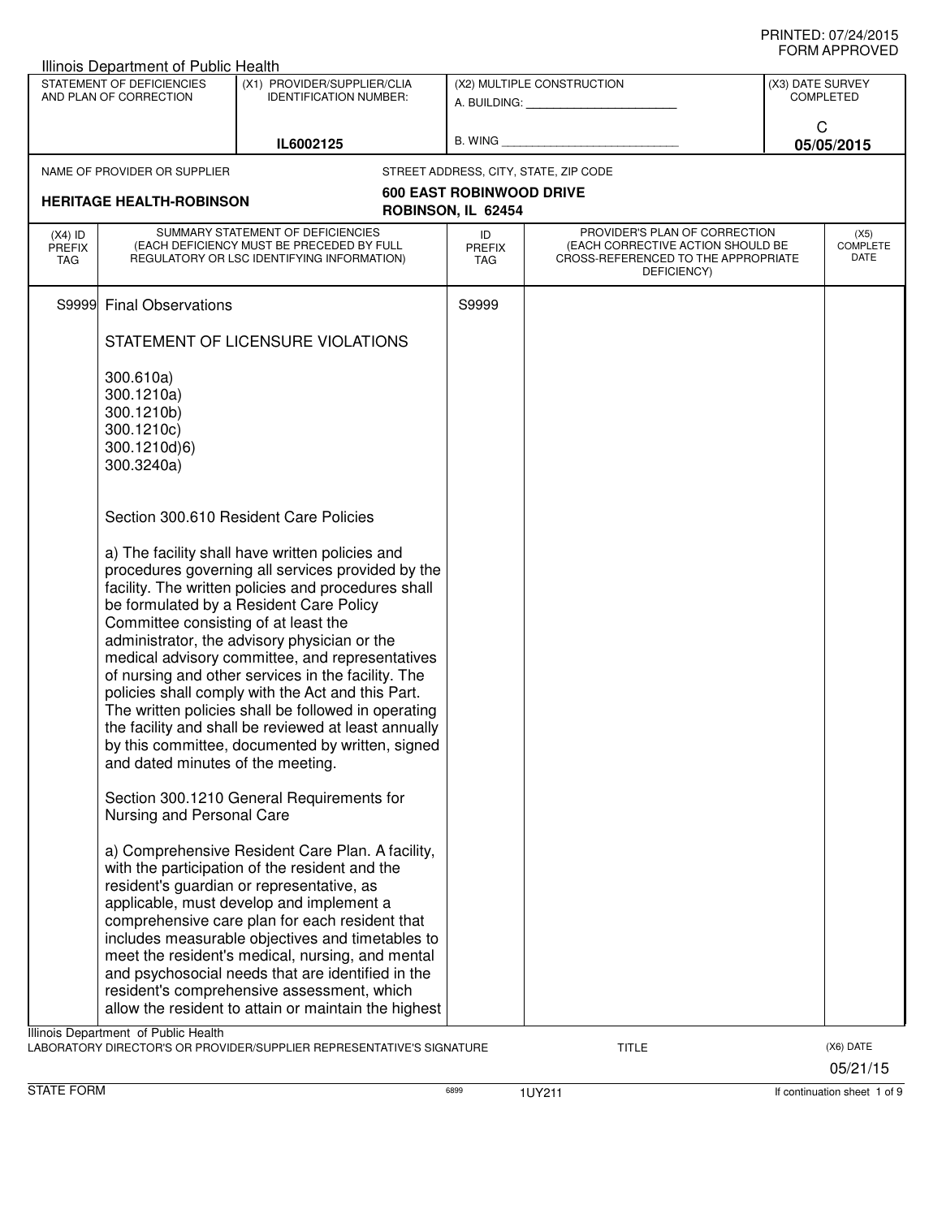PRINTED: 07/24/2015
FORM APPROVED

Illinois Department of Public Health

| STATEMENT OF DEFICIENCIES AND PLAN OF CORRECTION | (X1) PROVIDER/SUPPLIER/CLIA IDENTIFICATION NUMBER: | (X2) MULTIPLE CONSTRUCTION | (X3) DATE SURVEY COMPLETED |
|---|---|---|---|
| | IL6002125 | A. BUILDING: ______ B. WING ______ | C 05/05/2015 |

NAME OF PROVIDER OR SUPPLIER: **HERITAGE HEALTH-ROBINSON**

STREET ADDRESS, CITY, STATE, ZIP CODE: **600 EAST ROBINWOOD DRIVE ROBINSON, IL 62454**

| (X4) ID PREFIX TAG | SUMMARY STATEMENT OF DEFICIENCIES (EACH DEFICIENCY MUST BE PRECEDED BY FULL REGULATORY OR LSC IDENTIFYING INFORMATION) | ID PREFIX TAG | PROVIDER'S PLAN OF CORRECTION (EACH CORRECTIVE ACTION SHOULD BE CROSS-REFERENCED TO THE APPROPRIATE DEFICIENCY) | (X5) COMPLETE DATE |
|---|---|---|---|---|
| S9999 | Final Observations | S9999 | | |

STATEMENT OF LICENSURE VIOLATIONS

300.610a)
300.1210a)
300.1210b)
300.1210c)
300.1210d)6)
300.3240a)

Section 300.610 Resident Care Policies

a) The facility shall have written policies and procedures governing all services provided by the facility. The written policies and procedures shall be formulated by a Resident Care Policy Committee consisting of at least the administrator, the advisory physician or the medical advisory committee, and representatives of nursing and other services in the facility. The policies shall comply with the Act and this Part. The written policies shall be followed in operating the facility and shall be reviewed at least annually by this committee, documented by written, signed and dated minutes of the meeting.

Section 300.1210 General Requirements for Nursing and Personal Care

a) Comprehensive Resident Care Plan. A facility, with the participation of the resident and the resident's guardian or representative, as applicable, must develop and implement a comprehensive care plan for each resident that includes measurable objectives and timetables to meet the resident's medical, nursing, and mental and psychosocial needs that are identified in the resident's comprehensive assessment, which allow the resident to attain or maintain the highest

Illinois Department of Public Health
LABORATORY DIRECTOR'S OR PROVIDER/SUPPLIER REPRESENTATIVE'S SIGNATURE | TITLE | (X6) DATE 05/21/15

STATE FORM 6899 1UY211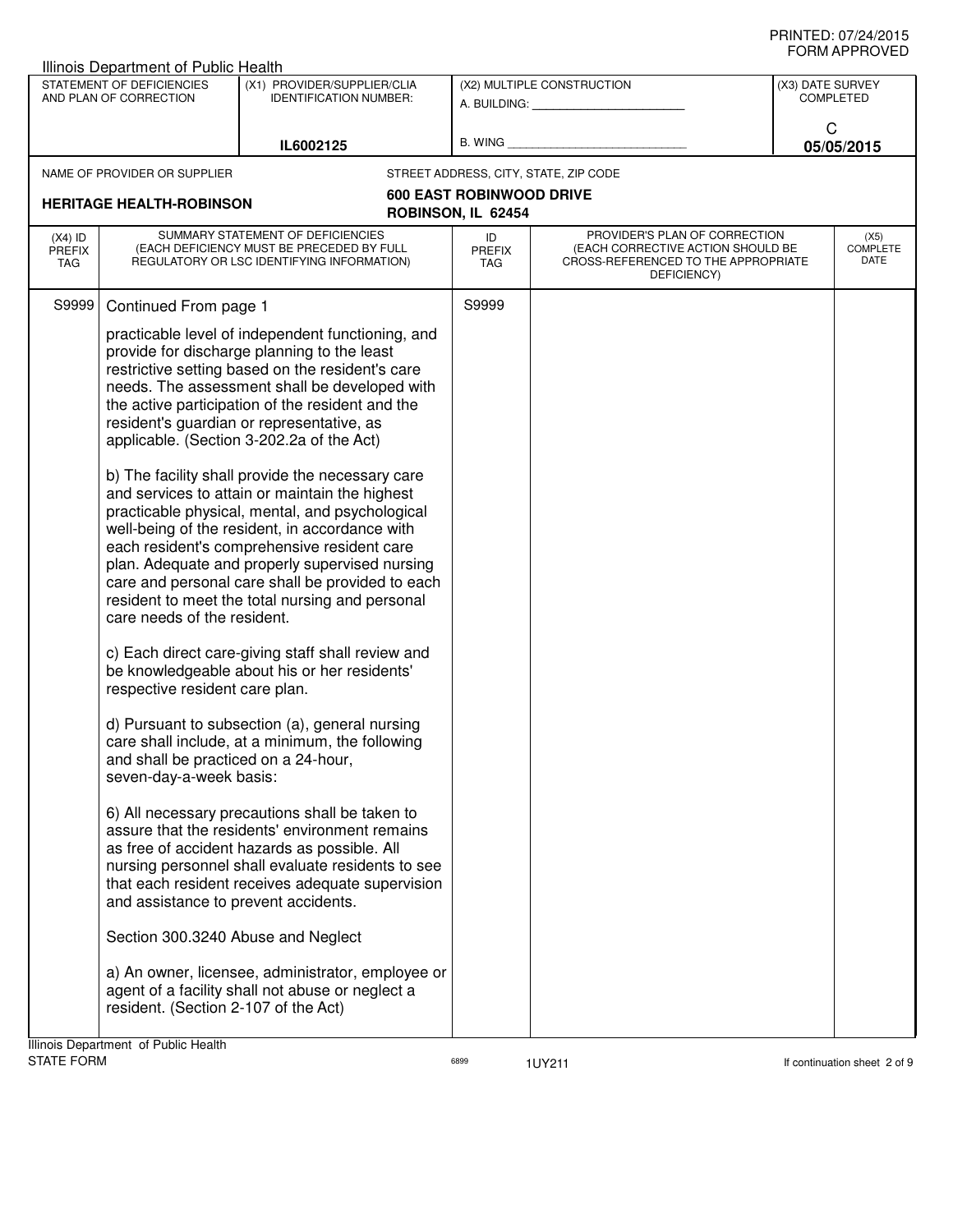PRINTED: 07/24/2015
FORM APPROVED

Illinois Department of Public Health

| STATEMENT OF DEFICIENCIES AND PLAN OF CORRECTION | (X1) PROVIDER/SUPPLIER/CLIA IDENTIFICATION NUMBER: | (X2) MULTIPLE CONSTRUCTION | (X3) DATE SURVEY COMPLETED |
|---|---|---|---|
| | IL6002125 | A. BUILDING: ______ B. WING ______ | C 05/05/2015 |

NAME OF PROVIDER OR SUPPLIER: **HERITAGE HEALTH-ROBINSON**

STREET ADDRESS, CITY, STATE, ZIP CODE: **600 EAST ROBINWOOD DRIVE ROBINSON, IL 62454**

| (X4) ID PREFIX TAG | SUMMARY STATEMENT OF DEFICIENCIES (EACH DEFICIENCY MUST BE PRECEDED BY FULL REGULATORY OR LSC IDENTIFYING INFORMATION) | ID PREFIX TAG | PROVIDER'S PLAN OF CORRECTION (EACH CORRECTIVE ACTION SHOULD BE CROSS-REFERENCED TO THE APPROPRIATE DEFICIENCY) | (X5) COMPLETE DATE |
|---|---|---|---|---|
| S9999 | Continued From page 1 | S9999 | | |

practicable level of independent functioning, and provide for discharge planning to the least restrictive setting based on the resident's care needs. The assessment shall be developed with the active participation of the resident and the resident's guardian or representative, as applicable. (Section 3-202.2a of the Act)

b) The facility shall provide the necessary care and services to attain or maintain the highest practicable physical, mental, and psychological well-being of the resident, in accordance with each resident's comprehensive resident care plan. Adequate and properly supervised nursing care and personal care shall be provided to each resident to meet the total nursing and personal care needs of the resident.

c) Each direct care-giving staff shall review and be knowledgeable about his or her residents' respective resident care plan.

d) Pursuant to subsection (a), general nursing care shall include, at a minimum, the following and shall be practiced on a 24-hour, seven-day-a-week basis:

6) All necessary precautions shall be taken to assure that the residents' environment remains as free of accident hazards as possible. All nursing personnel shall evaluate residents to see that each resident receives adequate supervision and assistance to prevent accidents.

Section 300.3240 Abuse and Neglect

a) An owner, licensee, administrator, employee or agent of a facility shall not abuse or neglect a resident. (Section 2-107 of the Act)

Illinois Department of Public Health
STATE FORM 6899 1UY211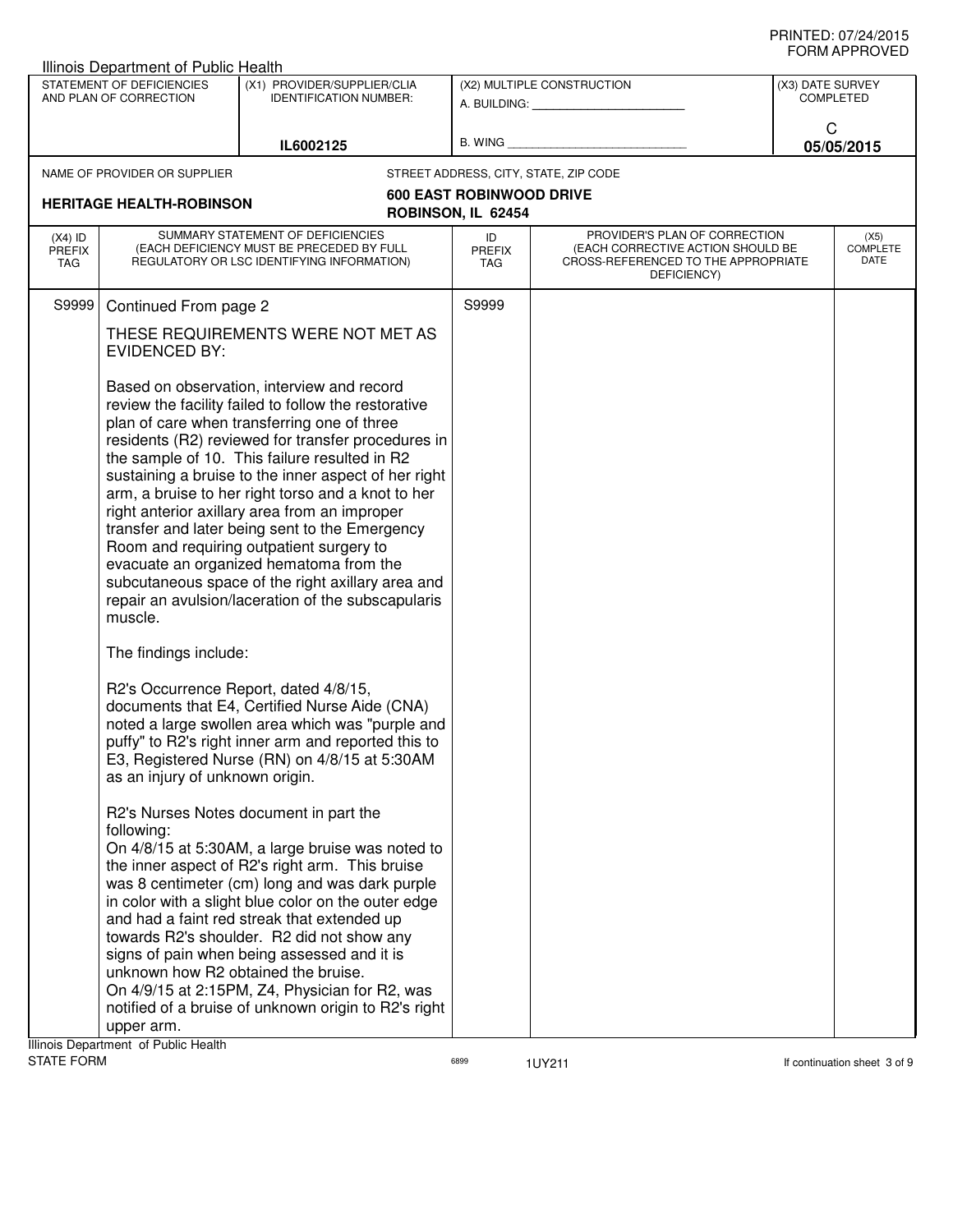Illinois Department of Public Health

| STATEMENT OF DEFICIENCIES AND PLAN OF CORRECTION | (X1) PROVIDER/SUPPLIER/CLIA IDENTIFICATION NUMBER: | (X2) MULTIPLE CONSTRUCTION | (X3) DATE SURVEY COMPLETED |
|---|---|---|---|
| | IL6002125 | A. BUILDING: ______ B. WING ______ | C 05/05/2015 |

| NAME OF PROVIDER OR SUPPLIER | STREET ADDRESS, CITY, STATE, ZIP CODE |
|---|---|
| HERITAGE HEALTH-ROBINSON | 600 EAST ROBINWOOD DRIVE ROBINSON, IL 62454 |

| (X4) ID PREFIX TAG | SUMMARY STATEMENT OF DEFICIENCIES (EACH DEFICIENCY MUST BE PRECEDED BY FULL REGULATORY OR LSC IDENTIFYING INFORMATION) | ID PREFIX TAG | PROVIDER'S PLAN OF CORRECTION (EACH CORRECTIVE ACTION SHOULD BE CROSS-REFERENCED TO THE APPROPRIATE DEFICIENCY) | (X5) COMPLETE DATE |
|---|---|---|---|---|
| S9999 | Continued From page 2 | S9999 | | |

THESE REQUIREMENTS WERE NOT MET AS EVIDENCED BY:

Based on observation, interview and record review the facility failed to follow the restorative plan of care when transferring one of three residents (R2) reviewed for transfer procedures in the sample of 10. This failure resulted in R2 sustaining a bruise to the inner aspect of her right arm, a bruise to her right torso and a knot to her right anterior axillary area from an improper transfer and later being sent to the Emergency Room and requiring outpatient surgery to evacuate an organized hematoma from the subcutaneous space of the right axillary area and repair an avulsion/laceration of the subscapularis muscle.

The findings include:

R2's Occurrence Report, dated 4/8/15, documents that E4, Certified Nurse Aide (CNA) noted a large swollen area which was "purple and puffy" to R2's right inner arm and reported this to E3, Registered Nurse (RN) on 4/8/15 at 5:30AM as an injury of unknown origin.

R2's Nurses Notes document in part the following:
On 4/8/15 at 5:30AM, a large bruise was noted to the inner aspect of R2's right arm. This bruise was 8 centimeter (cm) long and was dark purple in color with a slight blue color on the outer edge and had a faint red streak that extended up towards R2's shoulder. R2 did not show any signs of pain when being assessed and it is unknown how R2 obtained the bruise.
On 4/9/15 at 2:15PM, Z4, Physician for R2, was notified of a bruise of unknown origin to R2's right upper arm.

Illinois Department of Public Health
STATE FORM 6899 1UY211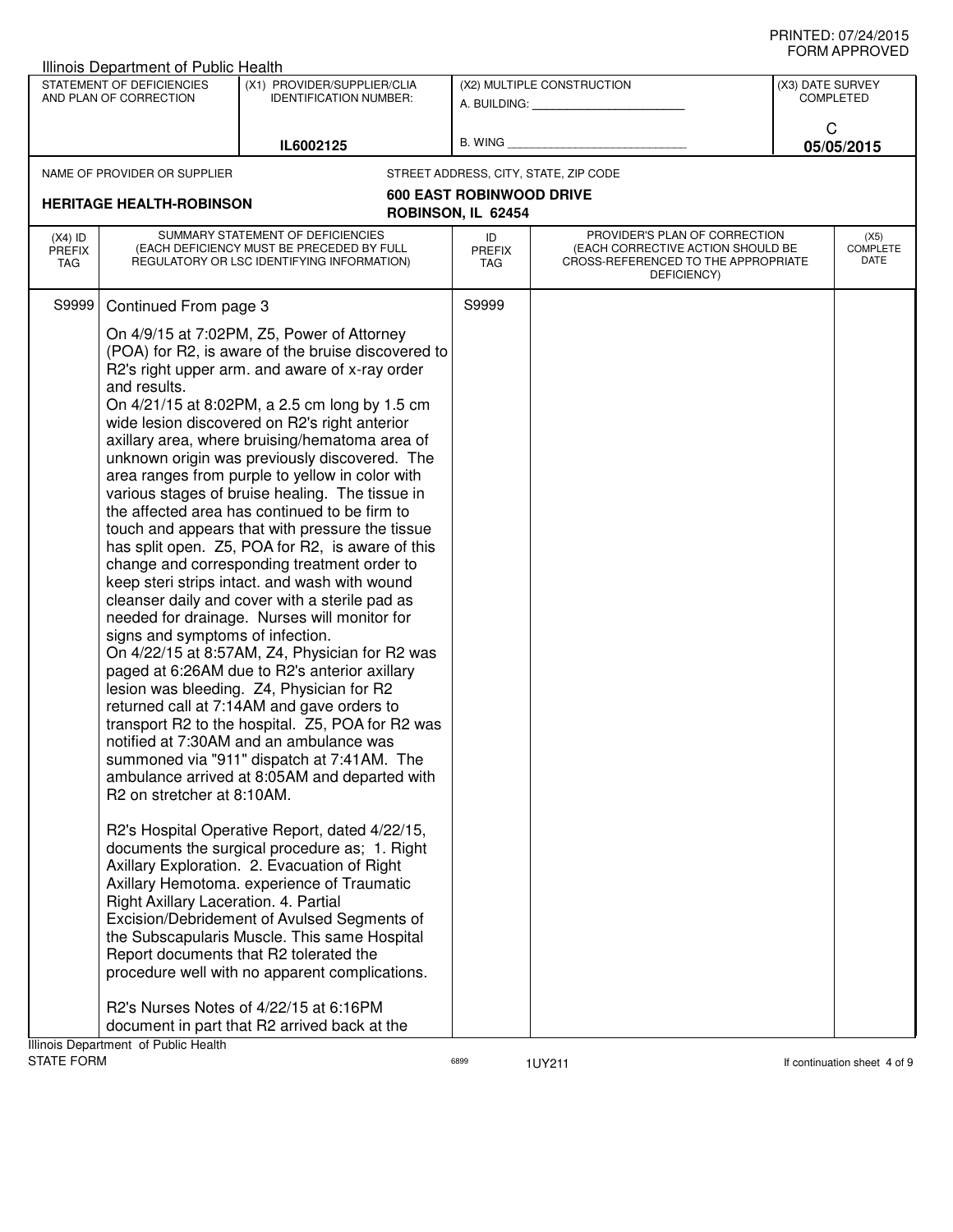PRINTED: 07/24/2015
FORM APPROVED

Illinois Department of Public Health

| STATEMENT OF DEFICIENCIES AND PLAN OF CORRECTION | (X1) PROVIDER/SUPPLIER/CLIA IDENTIFICATION NUMBER: | (X2) MULTIPLE CONSTRUCTION | (X3) DATE SURVEY COMPLETED |
|---|---|---|---|
| | IL6002125 | A. BUILDING: ______ B. WING ______ | C 05/05/2015 |

| NAME OF PROVIDER OR SUPPLIER | STREET ADDRESS, CITY, STATE, ZIP CODE |
|---|---|
| HERITAGE HEALTH-ROBINSON | 600 EAST ROBINWOOD DRIVE ROBINSON, IL 62454 |

| (X4) ID PREFIX TAG | SUMMARY STATEMENT OF DEFICIENCIES (EACH DEFICIENCY MUST BE PRECEDED BY FULL REGULATORY OR LSC IDENTIFYING INFORMATION) | ID PREFIX TAG | PROVIDER'S PLAN OF CORRECTION (EACH CORRECTIVE ACTION SHOULD BE CROSS-REFERENCED TO THE APPROPRIATE DEFICIENCY) | (X5) COMPLETE DATE |
|---|---|---|---|---|
| S9999 | Continued From page 3 | S9999 | | |

On 4/9/15 at 7:02PM, Z5, Power of Attorney (POA) for R2, is aware of the bruise discovered to R2's right upper arm. and aware of x-ray order and results.

On 4/21/15 at 8:02PM, a 2.5 cm long by 1.5 cm wide lesion discovered on R2's right anterior axillary area, where bruising/hematoma area of unknown origin was previously discovered. The area ranges from purple to yellow in color with various stages of bruise healing. The tissue in the affected area has continued to be firm to touch and appears that with pressure the tissue has split open. Z5, POA for R2, is aware of this change and corresponding treatment order to keep steri strips intact. and wash with wound cleanser daily and cover with a sterile pad as needed for drainage. Nurses will monitor for signs and symptoms of infection.

On 4/22/15 at 8:57AM, Z4, Physician for R2 was paged at 6:26AM due to R2's anterior axillary lesion was bleeding. Z4, Physician for R2 returned call at 7:14AM and gave orders to transport R2 to the hospital. Z5, POA for R2 was notified at 7:30AM and an ambulance was summoned via "911" dispatch at 7:41AM. The ambulance arrived at 8:05AM and departed with R2 on stretcher at 8:10AM.

R2's Hospital Operative Report, dated 4/22/15, documents the surgical procedure as; 1. Right Axillary Exploration. 2. Evacuation of Right Axillary Hemotoma. experience of Traumatic Right Axillary Laceration. 4. Partial Excision/Debridement of Avulsed Segments of the Subscapularis Muscle. This same Hospital Report documents that R2 tolerated the procedure well with no apparent complications.

R2's Nurses Notes of 4/22/15 at 6:16PM document in part that R2 arrived back at the

Illinois Department of Public Health
STATE FORM 6899 1UY211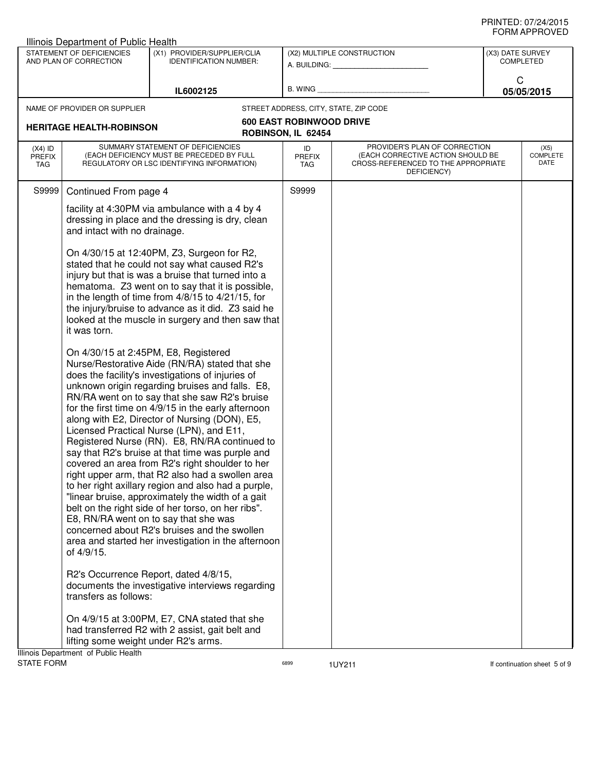Illinois Department of Public Health

| STATEMENT OF DEFICIENCIES AND PLAN OF CORRECTION | (X1) PROVIDER/SUPPLIER/CLIA IDENTIFICATION NUMBER: | (X2) MULTIPLE CONSTRUCTION | (X3) DATE SURVEY COMPLETED |
|---|---|---|---|
| | IL6002125 | A. BUILDING: ______ B. WING ______ | C 05/05/2015 |

NAME OF PROVIDER OR SUPPLIER: **HERITAGE HEALTH-ROBINSON**

STREET ADDRESS, CITY, STATE, ZIP CODE: **600 EAST ROBINWOOD DRIVE ROBINSON, IL 62454**

| (X4) ID PREFIX TAG | SUMMARY STATEMENT OF DEFICIENCIES (EACH DEFICIENCY MUST BE PRECEDED BY FULL REGULATORY OR LSC IDENTIFYING INFORMATION) | ID PREFIX TAG | PROVIDER'S PLAN OF CORRECTION (EACH CORRECTIVE ACTION SHOULD BE CROSS-REFERENCED TO THE APPROPRIATE DEFICIENCY) | (X5) COMPLETE DATE |
|---|---|---|---|---|
| S9999 | Continued From page 4 | S9999 | | |

facility at 4:30PM via ambulance with a 4 by 4 dressing in place and the dressing is dry, clean and intact with no drainage.

On 4/30/15 at 12:40PM, Z3, Surgeon for R2, stated that he could not say what caused R2's injury but that is was a bruise that turned into a hematoma. Z3 went on to say that it is possible, in the length of time from 4/8/15 to 4/21/15, for the injury/bruise to advance as it did. Z3 said he looked at the muscle in surgery and then saw that it was torn.

On 4/30/15 at 2:45PM, E8, Registered Nurse/Restorative Aide (RN/RA) stated that she does the facility's investigations of injuries of unknown origin regarding bruises and falls. E8, RN/RA went on to say that she saw R2's bruise for the first time on 4/9/15 in the early afternoon along with E2, Director of Nursing (DON), E5, Licensed Practical Nurse (LPN), and E11, Registered Nurse (RN). E8, RN/RA continued to say that R2's bruise at that time was purple and covered an area from R2's right shoulder to her right upper arm, that R2 also had a swollen area to her right axillary region and also had a purple, "linear bruise, approximately the width of a gait belt on the right side of her torso, on her ribs". E8, RN/RA went on to say that she was concerned about R2's bruises and the swollen area and started her investigation in the afternoon of 4/9/15.

R2's Occurrence Report, dated 4/8/15, documents the investigative interviews regarding transfers as follows:

On 4/9/15 at 3:00PM, E7, CNA stated that she had transferred R2 with 2 assist, gait belt and lifting some weight under R2's arms.

Illinois Department of Public Health
STATE FORM 6899 1UY211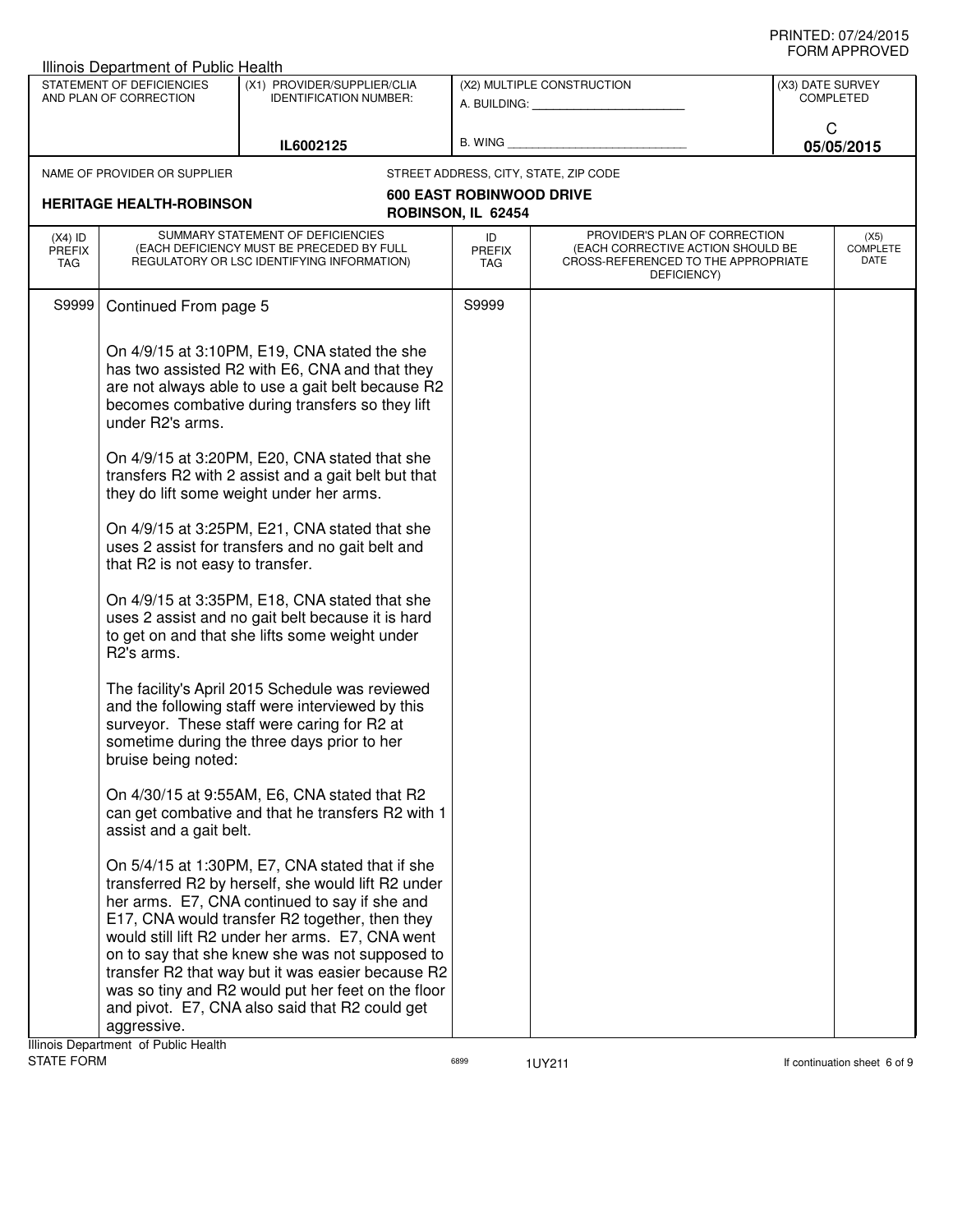PRINTED: 07/24/2015
FORM APPROVED

Illinois Department of Public Health

| STATEMENT OF DEFICIENCIES AND PLAN OF CORRECTION | (X1) PROVIDER/SUPPLIER/CLIA IDENTIFICATION NUMBER: | (X2) MULTIPLE CONSTRUCTION | (X3) DATE SURVEY COMPLETED |
|---|---|---|---|
| | IL6002125 | A. BUILDING: ______ B. WING ______ | C 05/05/2015 |

NAME OF PROVIDER OR SUPPLIER: **HERITAGE HEALTH-ROBINSON**

STREET ADDRESS, CITY, STATE, ZIP CODE: **600 EAST ROBINWOOD DRIVE ROBINSON, IL 62454**

| (X4) ID PREFIX TAG | SUMMARY STATEMENT OF DEFICIENCIES (EACH DEFICIENCY MUST BE PRECEDED BY FULL REGULATORY OR LSC IDENTIFYING INFORMATION) | ID PREFIX TAG | PROVIDER'S PLAN OF CORRECTION (EACH CORRECTIVE ACTION SHOULD BE CROSS-REFERENCED TO THE APPROPRIATE DEFICIENCY) | (X5) COMPLETE DATE |
|---|---|---|---|---|
| S9999 | Continued From page 5 | S9999 | | |

On 4/9/15 at 3:10PM, E19, CNA stated the she has two assisted R2 with E6, CNA and that they are not always able to use a gait belt because R2 becomes combative during transfers so they lift under R2's arms.

On 4/9/15 at 3:20PM, E20, CNA stated that she transfers R2 with 2 assist and a gait belt but that they do lift some weight under her arms.

On 4/9/15 at 3:25PM, E21, CNA stated that she uses 2 assist for transfers and no gait belt and that R2 is not easy to transfer.

On 4/9/15 at 3:35PM, E18, CNA stated that she uses 2 assist and no gait belt because it is hard to get on and that she lifts some weight under R2's arms.

The facility's April 2015 Schedule was reviewed and the following staff were interviewed by this surveyor. These staff were caring for R2 at sometime during the three days prior to her bruise being noted:

On 4/30/15 at 9:55AM, E6, CNA stated that R2 can get combative and that he transfers R2 with 1 assist and a gait belt.

On 5/4/15 at 1:30PM, E7, CNA stated that if she transferred R2 by herself, she would lift R2 under her arms. E7, CNA continued to say if she and E17, CNA would transfer R2 together, then they would still lift R2 under her arms. E7, CNA went on to say that she knew she was not supposed to transfer R2 that way but it was easier because R2 was so tiny and R2 would put her feet on the floor and pivot. E7, CNA also said that R2 could get aggressive.

Illinois Department of Public Health
STATE FORM 6899 1UY211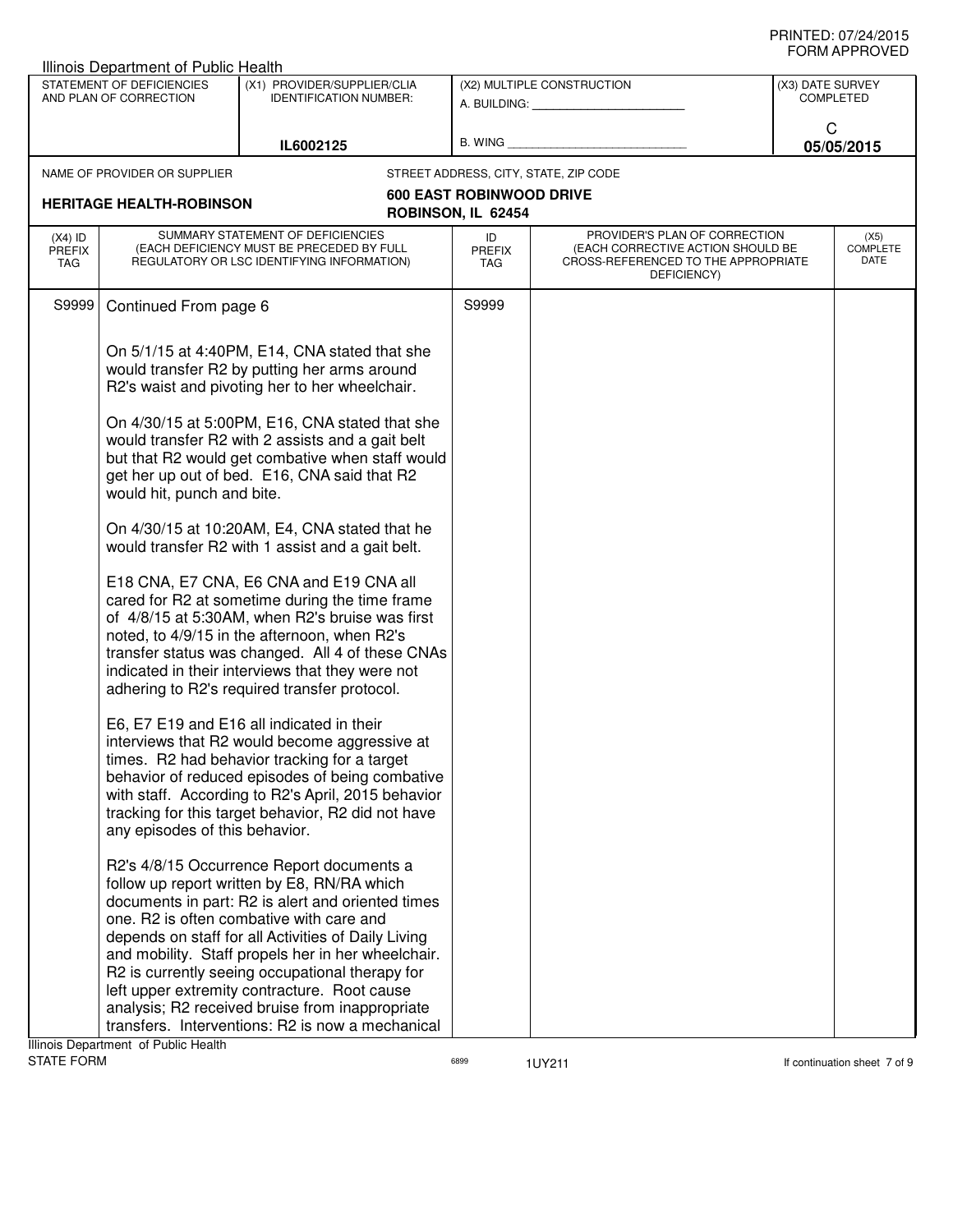Illinois Department of Public Health

| STATEMENT OF DEFICIENCIES AND PLAN OF CORRECTION | (X1) PROVIDER/SUPPLIER/CLIA IDENTIFICATION NUMBER: | (X2) MULTIPLE CONSTRUCTION | (X3) DATE SURVEY COMPLETED |
|---|---|---|---|
| | IL6002125 | A. BUILDING: ___ B. WING ___ | C 05/05/2015 |

| NAME OF PROVIDER OR SUPPLIER | STREET ADDRESS, CITY, STATE, ZIP CODE |
|---|---|
| HERITAGE HEALTH-ROBINSON | 600 EAST ROBINWOOD DRIVE ROBINSON, IL 62454 |

| (X4) ID PREFIX TAG | SUMMARY STATEMENT OF DEFICIENCIES (EACH DEFICIENCY MUST BE PRECEDED BY FULL REGULATORY OR LSC IDENTIFYING INFORMATION) | ID PREFIX TAG | PROVIDER'S PLAN OF CORRECTION (EACH CORRECTIVE ACTION SHOULD BE CROSS-REFERENCED TO THE APPROPRIATE DEFICIENCY) | (X5) COMPLETE DATE |
|---|---|---|---|---|
| S9999 | Continued From page 6 | S9999 | | |

On 5/1/15 at 4:40PM, E14, CNA stated that she would transfer R2 by putting her arms around R2's waist and pivoting her to her wheelchair.

On 4/30/15 at 5:00PM, E16, CNA stated that she would transfer R2 with 2 assists and a gait belt but that R2 would get combative when staff would get her up out of bed. E16, CNA said that R2 would hit, punch and bite.

On 4/30/15 at 10:20AM, E4, CNA stated that he would transfer R2 with 1 assist and a gait belt.

E18 CNA, E7 CNA, E6 CNA and E19 CNA all cared for R2 at sometime during the time frame of 4/8/15 at 5:30AM, when R2's bruise was first noted, to 4/9/15 in the afternoon, when R2's transfer status was changed. All 4 of these CNAs indicated in their interviews that they were not adhering to R2's required transfer protocol.

E6, E7 E19 and E16 all indicated in their interviews that R2 would become aggressive at times. R2 had behavior tracking for a target behavior of reduced episodes of being combative with staff. According to R2's April, 2015 behavior tracking for this target behavior, R2 did not have any episodes of this behavior.

R2's 4/8/15 Occurrence Report documents a follow up report written by E8, RN/RA which documents in part: R2 is alert and oriented times one. R2 is often combative with care and depends on staff for all Activities of Daily Living and mobility. Staff propels her in her wheelchair. R2 is currently seeing occupational therapy for left upper extremity contracture. Root cause analysis; R2 received bruise from inappropriate transfers. Interventions: R2 is now a mechanical

Illinois Department of Public Health
STATE FORM 6899 1UY211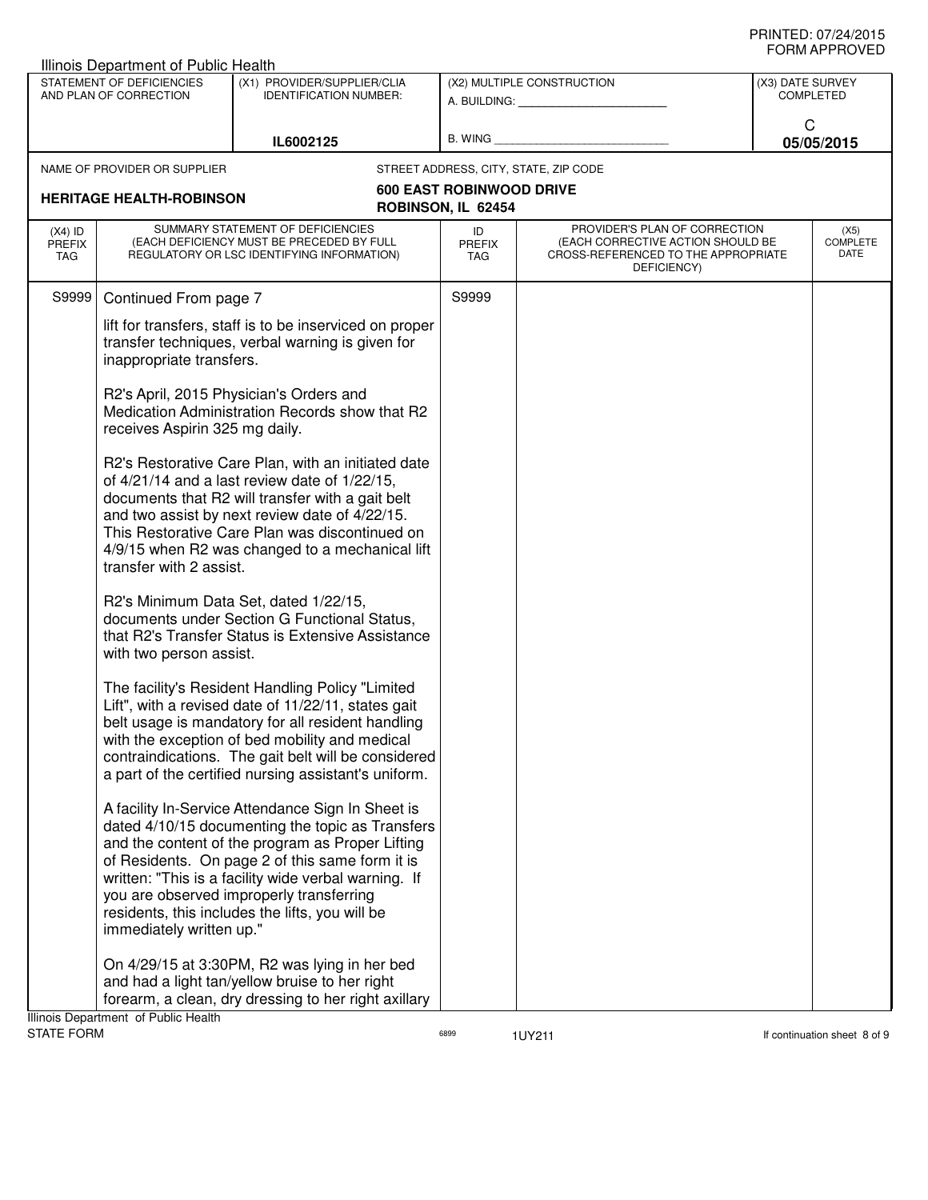Illinois Department of Public Health

| STATEMENT OF DEFICIENCIES AND PLAN OF CORRECTION | (X1) PROVIDER/SUPPLIER/CLIA IDENTIFICATION NUMBER: | (X2) MULTIPLE CONSTRUCTION | (X3) DATE SURVEY COMPLETED |
|---|---|---|---|
| | IL6002125 | A. BUILDING: ___ B. WING ___ | C 05/05/2015 |

NAME OF PROVIDER OR SUPPLIER: **HERITAGE HEALTH-ROBINSON**

STREET ADDRESS, CITY, STATE, ZIP CODE: **600 EAST ROBINWOOD DRIVE, ROBINSON, IL 62454**

| (X4) ID PREFIX TAG | SUMMARY STATEMENT OF DEFICIENCIES (EACH DEFICIENCY MUST BE PRECEDED BY FULL REGULATORY OR LSC IDENTIFYING INFORMATION) | ID PREFIX TAG | PROVIDER'S PLAN OF CORRECTION (EACH CORRECTIVE ACTION SHOULD BE CROSS-REFERENCED TO THE APPROPRIATE DEFICIENCY) | (X5) COMPLETE DATE |
|---|---|---|---|---|
| S9999 | Continued From page 7 | S9999 | | |

lift for transfers, staff is to be inserviced on proper transfer techniques, verbal warning is given for inappropriate transfers.

R2's April, 2015 Physician's Orders and Medication Administration Records show that R2 receives Aspirin 325 mg daily.

R2's Restorative Care Plan, with an initiated date of 4/21/14 and a last review date of 1/22/15, documents that R2 will transfer with a gait belt and two assist by next review date of 4/22/15. This Restorative Care Plan was discontinued on 4/9/15 when R2 was changed to a mechanical lift transfer with 2 assist.

R2's Minimum Data Set, dated 1/22/15, documents under Section G Functional Status, that R2's Transfer Status is Extensive Assistance with two person assist.

The facility's Resident Handling Policy "Limited Lift", with a revised date of 11/22/11, states gait belt usage is mandatory for all resident handling with the exception of bed mobility and medical contraindications. The gait belt will be considered a part of the certified nursing assistant's uniform.

A facility In-Service Attendance Sign In Sheet is dated 4/10/15 documenting the topic as Transfers and the content of the program as Proper Lifting of Residents. On page 2 of this same form it is written: "This is a facility wide verbal warning. If you are observed improperly transferring residents, this includes the lifts, you will be immediately written up."

On 4/29/15 at 3:30PM, R2 was lying in her bed and had a light tan/yellow bruise to her right forearm, a clean, dry dressing to her right axillary

Illinois Department of Public Health
STATE FORM 6899 1UY211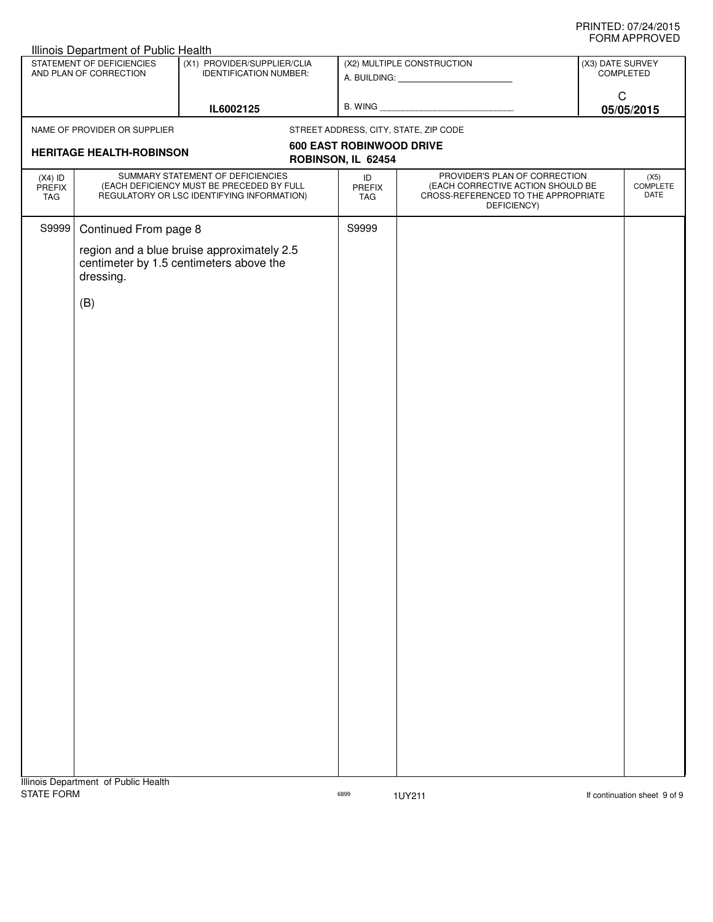Illinois Department of Public Health

| STATEMENT OF DEFICIENCIES AND PLAN OF CORRECTION | (X1) PROVIDER/SUPPLIER/CLIA IDENTIFICATION NUMBER: | (X2) MULTIPLE CONSTRUCTION | (X3) DATE SURVEY COMPLETED |
|---|---|---|---|
| | IL6002125 | A. BUILDING: ________ B. WING ________ | C 05/05/2015 |

| NAME OF PROVIDER OR SUPPLIER | STREET ADDRESS, CITY, STATE, ZIP CODE |
|---|---|
| HERITAGE HEALTH-ROBINSON | 600 EAST ROBINWOOD DRIVE ROBINSON, IL 62454 |

| (X4) ID PREFIX TAG | SUMMARY STATEMENT OF DEFICIENCIES (EACH DEFICIENCY MUST BE PRECEDED BY FULL REGULATORY OR LSC IDENTIFYING INFORMATION) | ID PREFIX TAG | PROVIDER'S PLAN OF CORRECTION (EACH CORRECTIVE ACTION SHOULD BE CROSS-REFERENCED TO THE APPROPRIATE DEFICIENCY) | (X5) COMPLETE DATE |
|---|---|---|---|---|
| S9999 | Continued From page 8<br><br>region and a blue bruise approximately 2.5 centimeter by 1.5 centimeters above the dressing.<br><br>(B) | S9999 | | |

Illinois Department of Public Health
STATE FORM 6899 1UY211